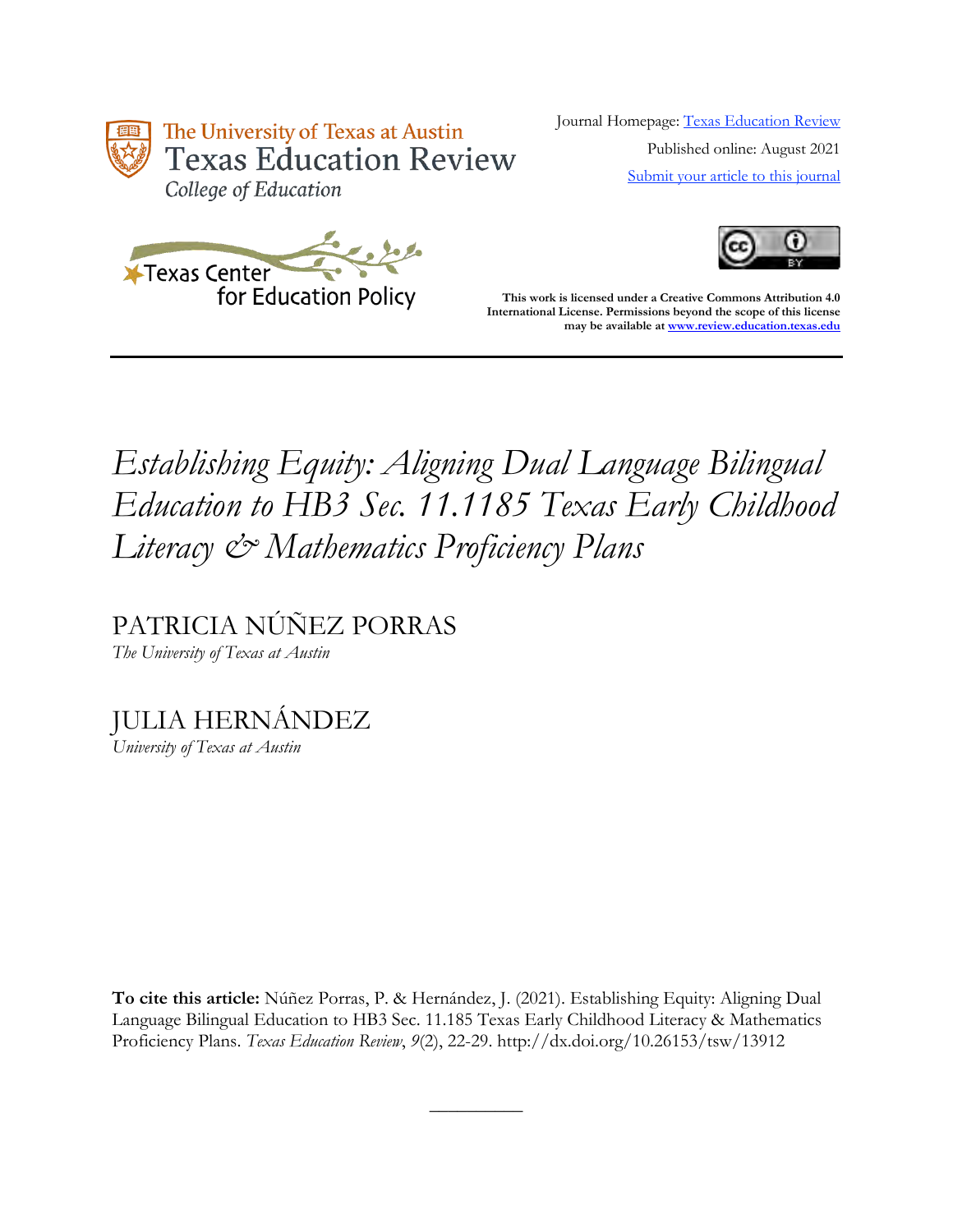The University of Texas at Austin
Texas Education Review
College of Education

Texas Center for Education Policy

Journal Homepage: [Texas Education Review](#)

Published online: August 2021

[Submit your article to this journal](#)

**This work is licensed under a Creative Commons Attribution 4.0 International License. Permissions beyond the scope of this license may be available at [www.review.education.texas.edu](www.review.education.texas.edu)**

---

# *Establishing Equity: Aligning Dual Language Bilingual Education to HB3 Sec. 11.1185 Texas Early Childhood Literacy & Mathematics Proficiency Plans*

PATRICIA NÚÑEZ PORRAS
*The University of Texas at Austin*

JULIA HERNÁNDEZ
*University of Texas at Austin*

**To cite this article:** Núñez Porras, P. & Hernández, J. (2021). Establishing Equity: Aligning Dual Language Bilingual Education to HB3 Sec. 11.185 Texas Early Childhood Literacy & Mathematics Proficiency Plans. *Texas Education Review*, *9*(2), 22-29. http://dx.doi.org/10.26153/tsw/13912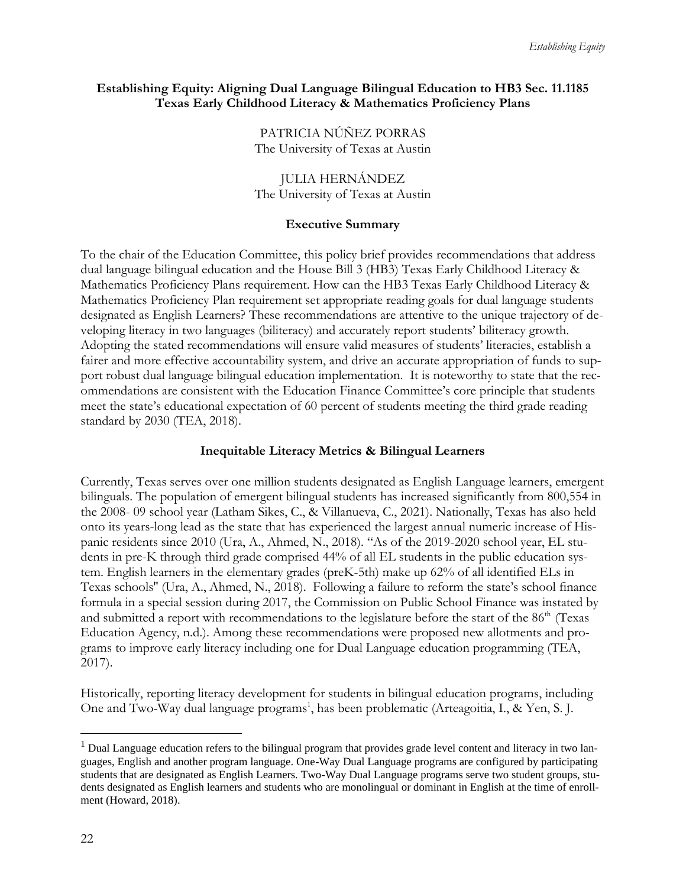**Establishing Equity: Aligning Dual Language Bilingual Education to HB3 Sec. 11.1185 Texas Early Childhood Literacy & Mathematics Proficiency Plans**

PATRICIA NÚÑEZ PORRAS
The University of Texas at Austin

JULIA HERNÁNDEZ
The University of Texas at Austin

## Executive Summary

To the chair of the Education Committee, this policy brief provides recommendations that address dual language bilingual education and the House Bill 3 (HB3) Texas Early Childhood Literacy & Mathematics Proficiency Plans requirement. How can the HB3 Texas Early Childhood Literacy & Mathematics Proficiency Plan requirement set appropriate reading goals for dual language students designated as English Learners? These recommendations are attentive to the unique trajectory of developing literacy in two languages (biliteracy) and accurately report students' biliteracy growth. Adopting the stated recommendations will ensure valid measures of students' literacies, establish a fairer and more effective accountability system, and drive an accurate appropriation of funds to support robust dual language bilingual education implementation. It is noteworthy to state that the recommendations are consistent with the Education Finance Committee's core principle that students meet the state's educational expectation of 60 percent of students meeting the third grade reading standard by 2030 (TEA, 2018).

## Inequitable Literacy Metrics & Bilingual Learners

Currently, Texas serves over one million students designated as English Language learners, emergent bilinguals. The population of emergent bilingual students has increased significantly from 800,554 in the 2008- 09 school year (Latham Sikes, C., & Villanueva, C., 2021). Nationally, Texas has also held onto its years-long lead as the state that has experienced the largest annual numeric increase of Hispanic residents since 2010 (Ura, A., Ahmed, N., 2018). "As of the 2019-2020 school year, EL students in pre-K through third grade comprised 44% of all EL students in the public education system. English learners in the elementary grades (preK-5th) make up 62% of all identified ELs in Texas schools" (Ura, A., Ahmed, N., 2018). Following a failure to reform the state's school finance formula in a special session during 2017, the Commission on Public School Finance was instated by and submitted a report with recommendations to the legislature before the start of the 86th (Texas Education Agency, n.d.). Among these recommendations were proposed new allotments and programs to improve early literacy including one for Dual Language education programming (TEA, 2017).

Historically, reporting literacy development for students in bilingual education programs, including One and Two-Way dual language programs[1], has been problematic (Arteagoitia, I., & Yen, S. J.

[1] Dual Language education refers to the bilingual program that provides grade level content and literacy in two languages, English and another program language. One-Way Dual Language programs are configured by participating students that are designated as English Learners. Two-Way Dual Language programs serve two student groups, students designated as English learners and students who are monolingual or dominant in English at the time of enrollment (Howard, 2018).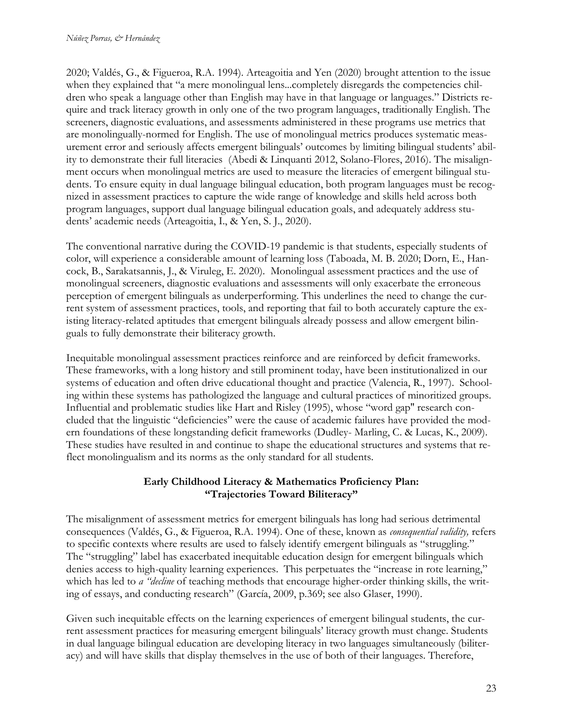2020; Valdés, G., & Figueroa, R.A. 1994). Arteagoitia and Yen (2020) brought attention to the issue when they explained that "a mere monolingual lens...completely disregards the competencies children who speak a language other than English may have in that language or languages." Districts require and track literacy growth in only one of the two program languages, traditionally English. The screeners, diagnostic evaluations, and assessments administered in these programs use metrics that are monolingually-normed for English. The use of monolingual metrics produces systematic measurement error and seriously affects emergent bilinguals' outcomes by limiting bilingual students' ability to demonstrate their full literacies (Abedi & Linquanti 2012, Solano-Flores, 2016). The misalignment occurs when monolingual metrics are used to measure the literacies of emergent bilingual students. To ensure equity in dual language bilingual education, both program languages must be recognized in assessment practices to capture the wide range of knowledge and skills held across both program languages, support dual language bilingual education goals, and adequately address students' academic needs (Arteagoitia, I., & Yen, S. J., 2020).

The conventional narrative during the COVID-19 pandemic is that students, especially students of color, will experience a considerable amount of learning loss (Taboada, M. B. 2020; Dorn, E., Hancock, B., Sarakatsannis, J., & Viruleg, E. 2020). Monolingual assessment practices and the use of monolingual screeners, diagnostic evaluations and assessments will only exacerbate the erroneous perception of emergent bilinguals as underperforming. This underlines the need to change the current system of assessment practices, tools, and reporting that fail to both accurately capture the existing literacy-related aptitudes that emergent bilinguals already possess and allow emergent bilinguals to fully demonstrate their biliteracy growth.

Inequitable monolingual assessment practices reinforce and are reinforced by deficit frameworks. These frameworks, with a long history and still prominent today, have been institutionalized in our systems of education and often drive educational thought and practice (Valencia, R., 1997). Schooling within these systems has pathologized the language and cultural practices of minoritized groups. Influential and problematic studies like Hart and Risley (1995), whose "word gap" research concluded that the linguistic "deficiencies" were the cause of academic failures have provided the modern foundations of these longstanding deficit frameworks (Dudley- Marling, C. & Lucas, K., 2009). These studies have resulted in and continue to shape the educational structures and systems that reflect monolingualism and its norms as the only standard for all students.

## Early Childhood Literacy & Mathematics Proficiency Plan: "Trajectories Toward Biliteracy"

The misalignment of assessment metrics for emergent bilinguals has long had serious detrimental consequences (Valdés, G., & Figueroa, R.A. 1994). One of these, known as *consequential validity,* refers to specific contexts where results are used to falsely identify emergent bilinguals as "struggling." The "struggling" label has exacerbated inequitable education design for emergent bilinguals which denies access to high-quality learning experiences. This perpetuates the "increase in rote learning," which has led to *a "decline* of teaching methods that encourage higher-order thinking skills, the writing of essays, and conducting research" (García, 2009, p.369; see also Glaser, 1990).

Given such inequitable effects on the learning experiences of emergent bilingual students, the current assessment practices for measuring emergent bilinguals' literacy growth must change. Students in dual language bilingual education are developing literacy in two languages simultaneously (biliteracy) and will have skills that display themselves in the use of both of their languages. Therefore,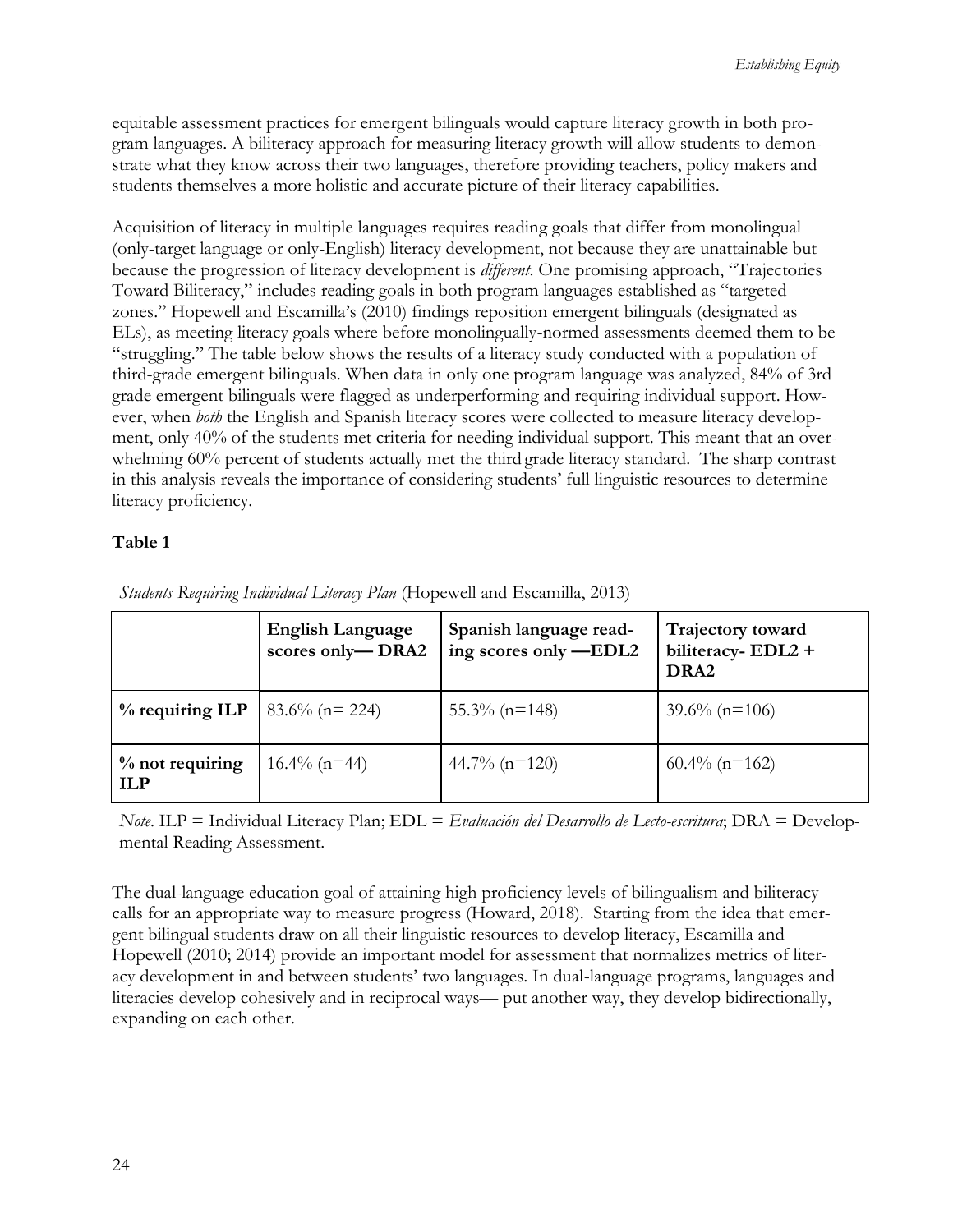equitable assessment practices for emergent bilinguals would capture literacy growth in both program languages. A biliteracy approach for measuring literacy growth will allow students to demonstrate what they know across their two languages, therefore providing teachers, policy makers and students themselves a more holistic and accurate picture of their literacy capabilities.

Acquisition of literacy in multiple languages requires reading goals that differ from monolingual (only-target language or only-English) literacy development, not because they are unattainable but because the progression of literacy development is *different*. One promising approach, "Trajectories Toward Biliteracy," includes reading goals in both program languages established as "targeted zones." Hopewell and Escamilla's (2010) findings reposition emergent bilinguals (designated as ELs), as meeting literacy goals where before monolingually-normed assessments deemed them to be "struggling." The table below shows the results of a literacy study conducted with a population of third-grade emergent bilinguals. When data in only one program language was analyzed, 84% of 3rd grade emergent bilinguals were flagged as underperforming and requiring individual support. However, when *both* the English and Spanish literacy scores were collected to measure literacy development, only 40% of the students met criteria for needing individual support. This meant that an overwhelming 60% percent of students actually met the third grade literacy standard. The sharp contrast in this analysis reveals the importance of considering students' full linguistic resources to determine literacy proficiency.

**Table 1**

*Students Requiring Individual Literacy Plan* (Hopewell and Escamilla, 2013)

| | **English Language scores only— DRA2** | **Spanish language reading scores only —EDL2** | **Trajectory toward biliteracy- EDL2 + DRA2** |
|---|---|---|---|
| **% requiring ILP** | 83.6% (n= 224) | 55.3% (n=148) | 39.6% (n=106) |
| **% not requiring ILP** | 16.4% (n=44) | 44.7% (n=120) | 60.4% (n=162) |

*Note*. ILP = Individual Literacy Plan; EDL = *Evaluación del Desarrollo de Lecto-escritura*; DRA = Developmental Reading Assessment.

The dual-language education goal of attaining high proficiency levels of bilingualism and biliteracy calls for an appropriate way to measure progress (Howard, 2018). Starting from the idea that emergent bilingual students draw on all their linguistic resources to develop literacy, Escamilla and Hopewell (2010; 2014) provide an important model for assessment that normalizes metrics of literacy development in and between students' two languages. In dual-language programs, languages and literacies develop cohesively and in reciprocal ways— put another way, they develop bidirectionally, expanding on each other.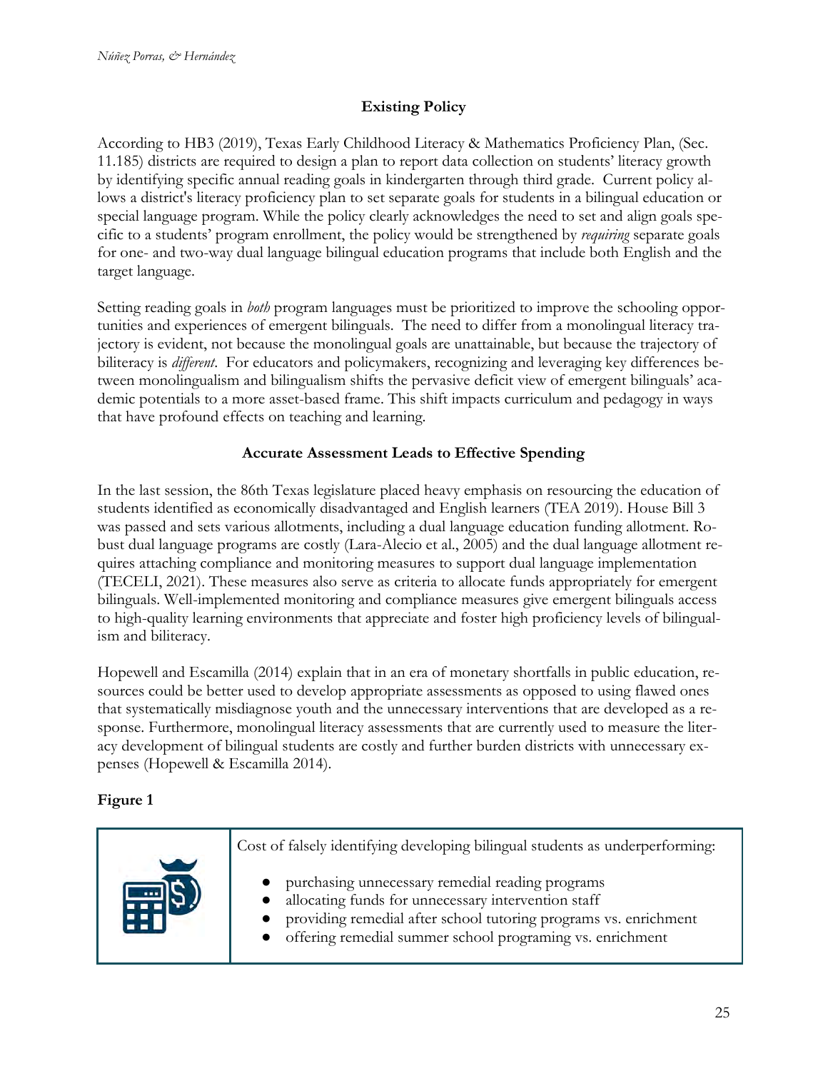## Existing Policy

According to HB3 (2019), Texas Early Childhood Literacy & Mathematics Proficiency Plan, (Sec. 11.185) districts are required to design a plan to report data collection on students' literacy growth by identifying specific annual reading goals in kindergarten through third grade. Current policy allows a district's literacy proficiency plan to set separate goals for students in a bilingual education or special language program. While the policy clearly acknowledges the need to set and align goals specific to a students' program enrollment, the policy would be strengthened by *requiring* separate goals for one- and two-way dual language bilingual education programs that include both English and the target language.

Setting reading goals in *both* program languages must be prioritized to improve the schooling opportunities and experiences of emergent bilinguals. The need to differ from a monolingual literacy trajectory is evident, not because the monolingual goals are unattainable, but because the trajectory of biliteracy is *different*. For educators and policymakers, recognizing and leveraging key differences between monolingualism and bilingualism shifts the pervasive deficit view of emergent bilinguals' academic potentials to a more asset-based frame. This shift impacts curriculum and pedagogy in ways that have profound effects on teaching and learning.

## Accurate Assessment Leads to Effective Spending

In the last session, the 86th Texas legislature placed heavy emphasis on resourcing the education of students identified as economically disadvantaged and English learners (TEA 2019). House Bill 3 was passed and sets various allotments, including a dual language education funding allotment. Robust dual language programs are costly (Lara-Alecio et al., 2005) and the dual language allotment requires attaching compliance and monitoring measures to support dual language implementation (TECELI, 2021). These measures also serve as criteria to allocate funds appropriately for emergent bilinguals. Well-implemented monitoring and compliance measures give emergent bilinguals access to high-quality learning environments that appreciate and foster high proficiency levels of bilingualism and biliteracy.

Hopewell and Escamilla (2014) explain that in an era of monetary shortfalls in public education, resources could be better used to develop appropriate assessments as opposed to using flawed ones that systematically misdiagnose youth and the unnecessary interventions that are developed as a response. Furthermore, monolingual literacy assessments that are currently used to measure the literacy development of bilingual students are costly and further burden districts with unnecessary expenses (Hopewell & Escamilla 2014).

**Figure 1**

Cost of falsely identifying developing bilingual students as underperforming:

- purchasing unnecessary remedial reading programs
- allocating funds for unnecessary intervention staff
- providing remedial after school tutoring programs vs. enrichment
- offering remedial summer school programing vs. enrichment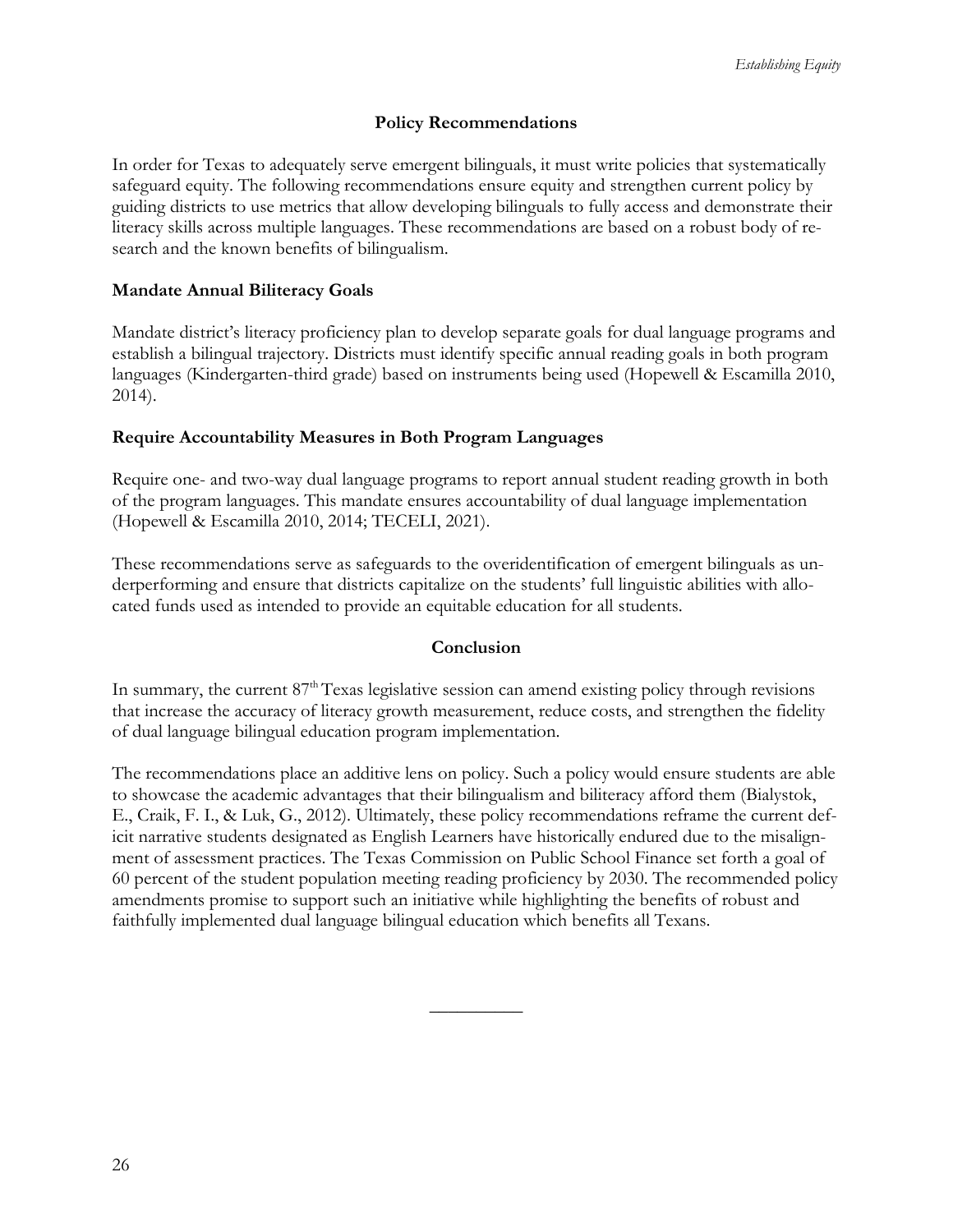## Policy Recommendations

In order for Texas to adequately serve emergent bilinguals, it must write policies that systematically safeguard equity. The following recommendations ensure equity and strengthen current policy by guiding districts to use metrics that allow developing bilinguals to fully access and demonstrate their literacy skills across multiple languages. These recommendations are based on a robust body of research and the known benefits of bilingualism.

### Mandate Annual Biliteracy Goals

Mandate district's literacy proficiency plan to develop separate goals for dual language programs and establish a bilingual trajectory. Districts must identify specific annual reading goals in both program languages (Kindergarten-third grade) based on instruments being used (Hopewell & Escamilla 2010, 2014).

### Require Accountability Measures in Both Program Languages

Require one- and two-way dual language programs to report annual student reading growth in both of the program languages. This mandate ensures accountability of dual language implementation (Hopewell & Escamilla 2010, 2014; TECELI, 2021).

These recommendations serve as safeguards to the overidentification of emergent bilinguals as underperforming and ensure that districts capitalize on the students' full linguistic abilities with allocated funds used as intended to provide an equitable education for all students.

## Conclusion

In summary, the current 87th Texas legislative session can amend existing policy through revisions that increase the accuracy of literacy growth measurement, reduce costs, and strengthen the fidelity of dual language bilingual education program implementation.

The recommendations place an additive lens on policy. Such a policy would ensure students are able to showcase the academic advantages that their bilingualism and biliteracy afford them (Bialystok, E., Craik, F. I., & Luk, G., 2012). Ultimately, these policy recommendations reframe the current deficit narrative students designated as English Learners have historically endured due to the misalignment of assessment practices. The Texas Commission on Public School Finance set forth a goal of 60 percent of the student population meeting reading proficiency by 2030. The recommended policy amendments promise to support such an initiative while highlighting the benefits of robust and faithfully implemented dual language bilingual education which benefits all Texans.

---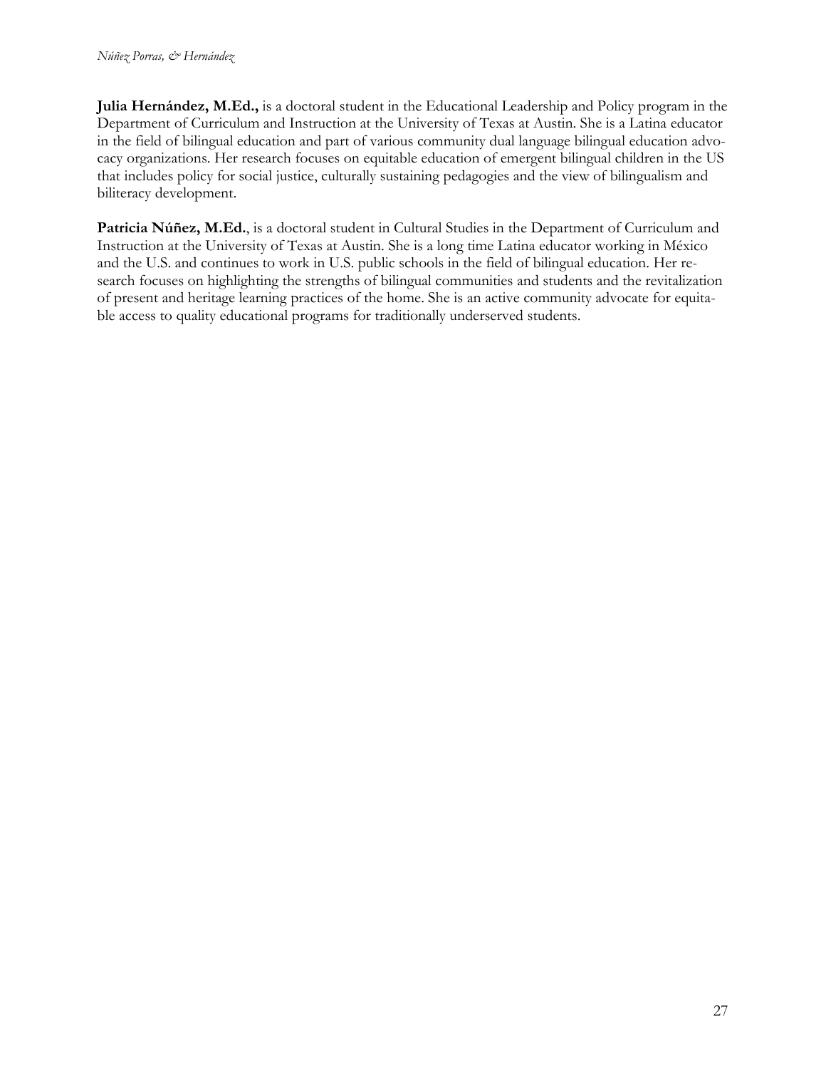**Julia Hernández, M.Ed.,** is a doctoral student in the Educational Leadership and Policy program in the Department of Curriculum and Instruction at the University of Texas at Austin. She is a Latina educator in the field of bilingual education and part of various community dual language bilingual education advocacy organizations. Her research focuses on equitable education of emergent bilingual children in the US that includes policy for social justice, culturally sustaining pedagogies and the view of bilingualism and biliteracy development.

**Patricia Núñez, M.Ed.**, is a doctoral student in Cultural Studies in the Department of Curriculum and Instruction at the University of Texas at Austin. She is a long time Latina educator working in México and the U.S. and continues to work in U.S. public schools in the field of bilingual education. Her research focuses on highlighting the strengths of bilingual communities and students and the revitalization of present and heritage learning practices of the home. She is an active community advocate for equitable access to quality educational programs for traditionally underserved students.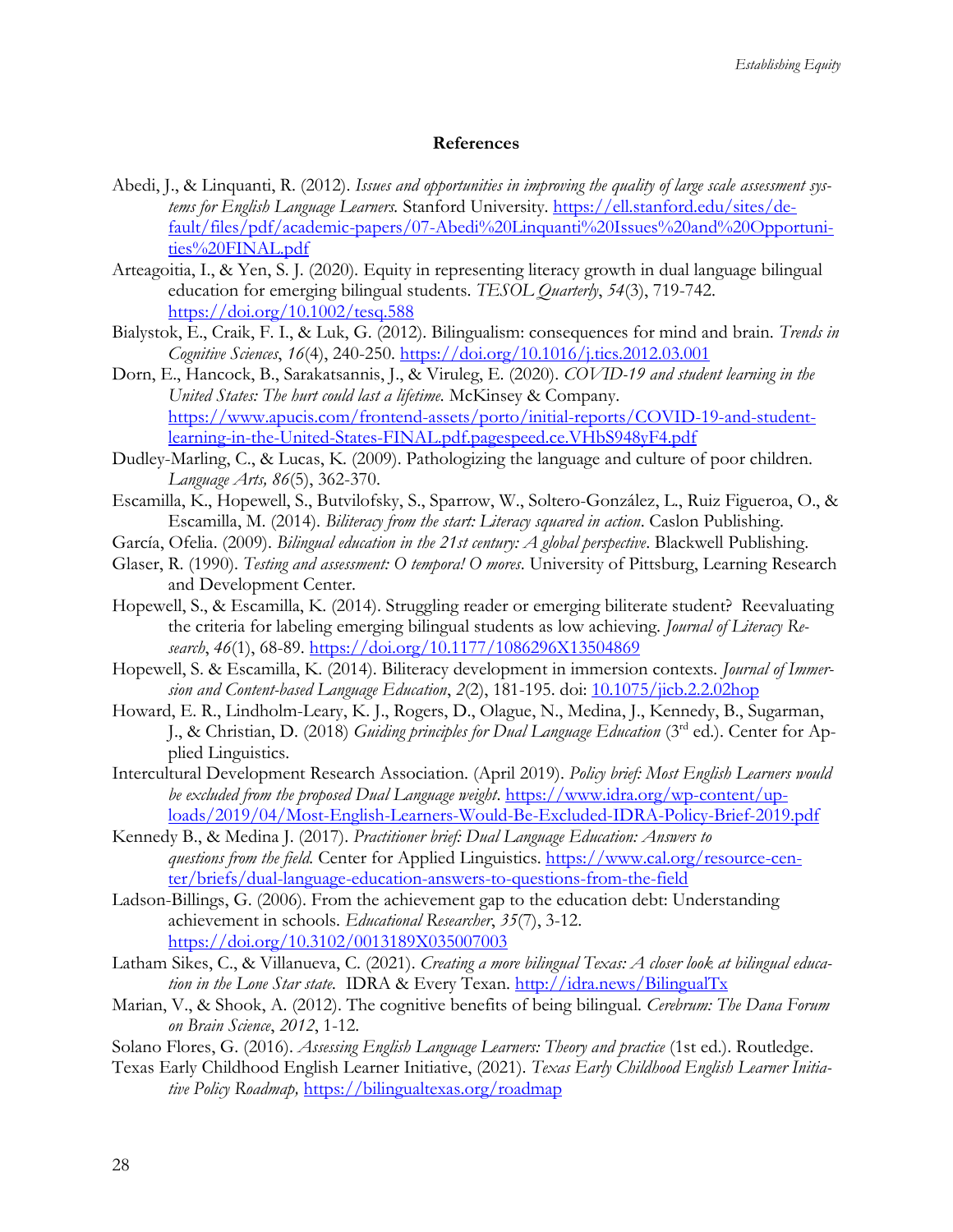## References

Abedi, J., & Linquanti, R. (2012). *Issues and opportunities in improving the quality of large scale assessment systems for English Language Learners.* Stanford University. https://ell.stanford.edu/sites/default/files/pdf/academic-papers/07-Abedi%20Linquanti%20Issues%20and%20Opportunities%20FINAL.pdf

Arteagoitia, I., & Yen, S. J. (2020). Equity in representing literacy growth in dual language bilingual education for emerging bilingual students. *TESOL Quarterly*, *54*(3), 719-742. https://doi.org/10.1002/tesq.588

Bialystok, E., Craik, F. I., & Luk, G. (2012). Bilingualism: consequences for mind and brain. *Trends in Cognitive Sciences*, *16*(4), 240-250. https://doi.org/10.1016/j.tics.2012.03.001

Dorn, E., Hancock, B., Sarakatsannis, J., & Viruleg, E. (2020). *COVID-19 and student learning in the United States: The hurt could last a lifetime.* McKinsey & Company. https://www.apucis.com/frontend-assets/porto/initial-reports/COVID-19-and-student-learning-in-the-United-States-FINAL.pdf.pagespeed.ce.VHbS948yF4.pdf

Dudley-Marling, C., & Lucas, K. (2009). Pathologizing the language and culture of poor children. *Language Arts, 86*(5), 362-370.

Escamilla, K., Hopewell, S., Butvilofsky, S., Sparrow, W., Soltero-González, L., Ruiz Figueroa, O., & Escamilla, M. (2014). *Biliteracy from the start: Literacy squared in action*. Caslon Publishing.

García, Ofelia. (2009). *Bilingual education in the 21st century: A global perspective*. Blackwell Publishing.

Glaser, R. (1990). *Testing and assessment: O tempora! O mores*. University of Pittsburg, Learning Research and Development Center.

Hopewell, S., & Escamilla, K. (2014). Struggling reader or emerging biliterate student? Reevaluating the criteria for labeling emerging bilingual students as low achieving. *Journal of Literacy Research*, *46*(1), 68-89. https://doi.org/10.1177/1086296X13504869

Hopewell, S. & Escamilla, K. (2014). Biliteracy development in immersion contexts. *Journal of Immersion and Content-based Language Education*, *2*(2), 181-195. doi: 10.1075/jicb.2.2.02hop

Howard, E. R., Lindholm-Leary, K. J., Rogers, D., Olague, N., Medina, J., Kennedy, B., Sugarman, J., & Christian, D. (2018) *Guiding principles for Dual Language Education* (3rd ed.). Center for Applied Linguistics.

Intercultural Development Research Association. (April 2019). *Policy brief: Most English Learners would be excluded from the proposed Dual Language weight*. https://www.idra.org/wp-content/uploads/2019/04/Most-English-Learners-Would-Be-Excluded-IDRA-Policy-Brief-2019.pdf

Kennedy B., & Medina J. (2017). *Practitioner brief: Dual Language Education: Answers to questions from the field.* Center for Applied Linguistics. https://www.cal.org/resource-center/briefs/dual-language-education-answers-to-questions-from-the-field

Ladson-Billings, G. (2006). From the achievement gap to the education debt: Understanding achievement in schools. *Educational Researcher*, *35*(7), 3-12. https://doi.org/10.3102/0013189X035007003

Latham Sikes, C., & Villanueva, C. (2021). *Creating a more bilingual Texas: A closer look at bilingual education in the Lone Star state.* IDRA & Every Texan. http://idra.news/BilingualTx

Marian, V., & Shook, A. (2012). The cognitive benefits of being bilingual. *Cerebrum: The Dana Forum on Brain Science*, *2012*, 1-12.

Solano Flores, G. (2016). *Assessing English Language Learners: Theory and practice* (1st ed.). Routledge.

Texas Early Childhood English Learner Initiative, (2021). *Texas Early Childhood English Learner Initiative Policy Roadmap,* https://bilingualtexas.org/roadmap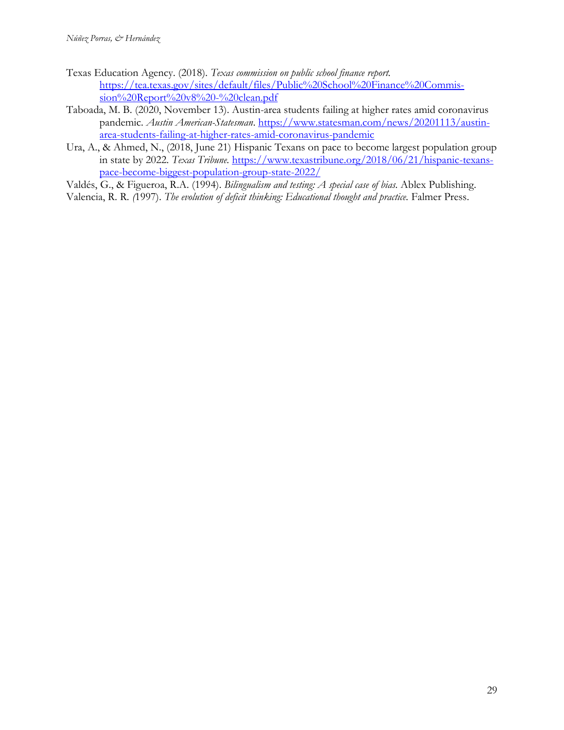Texas Education Agency. (2018). *Texas commission on public school finance report.* https://tea.texas.gov/sites/default/files/Public%20School%20Finance%20Commission%20Report%20v8%20-%20clean.pdf

Taboada, M. B. (2020, November 13). Austin-area students failing at higher rates amid coronavirus pandemic. *Austin American-Statesman*. https://www.statesman.com/news/20201113/austin-area-students-failing-at-higher-rates-amid-coronavirus-pandemic

Ura, A., & Ahmed, N., (2018, June 21) Hispanic Texans on pace to become largest population group in state by 2022. *Texas Tribune.* https://www.texastribune.org/2018/06/21/hispanic-texans-pace-become-biggest-population-group-state-2022/

Valdés, G., & Figueroa, R.A. (1994). *Bilingualism and testing: A special case of bias.* Ablex Publishing.

Valencia, R. R. *(*1997). *The evolution of deficit thinking: Educational thought and practice.* Falmer Press.